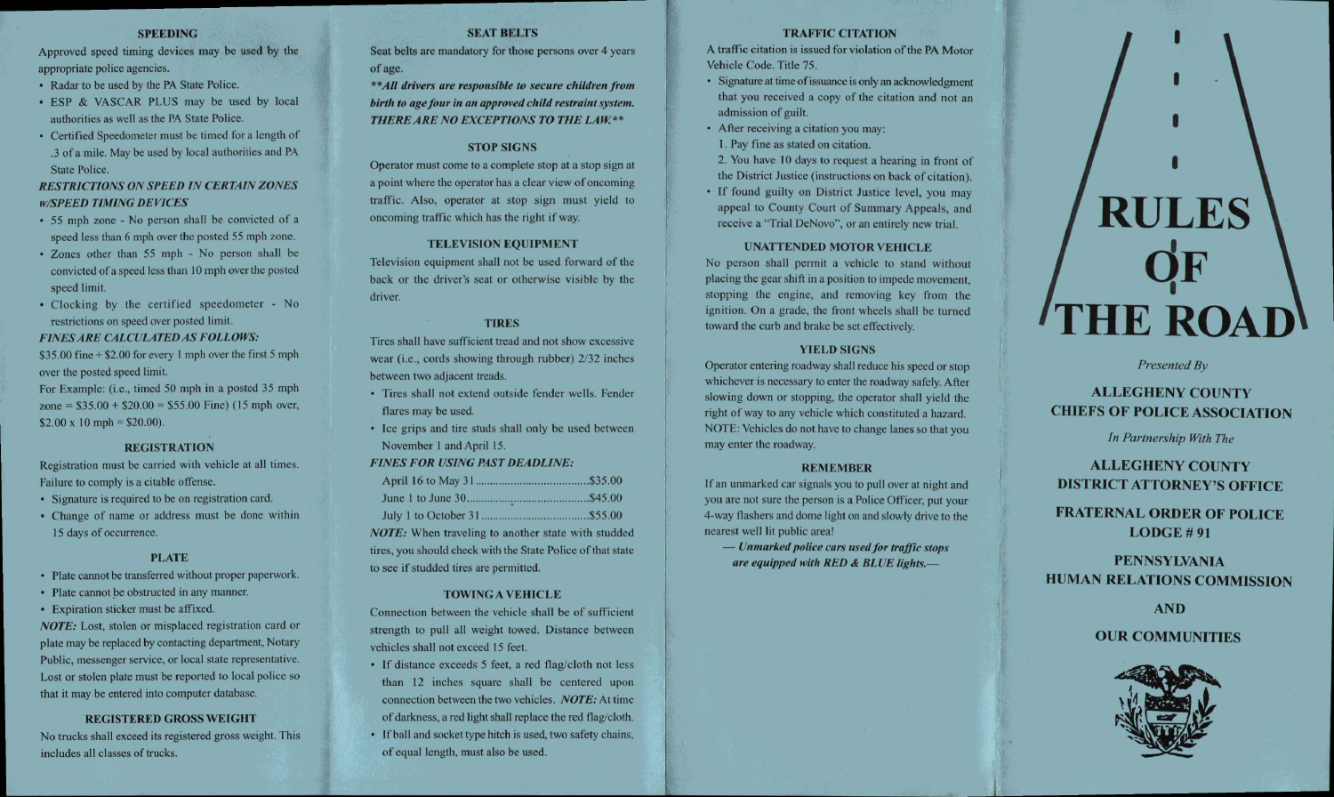## SPEEDING

Approved speed timing devices may be used by the appropriate police agencies.

- Radar to be used by the PA State Police.
- ESP & VASCAR PLUS may be used by local authorities as well as the PA State Police.
- Certified Speedometer must be timed for a length of .3 of a mile. May be used by local authorities and PA State Police.

***RESTRICTIONS ON SPEED IN CERTAIN ZONES w/SPEED TIMING DEVICES***

- 55 mph zone - No person shall be convicted of a speed less than 6 mph over the posted 55 mph zone.
- Zones other than 55 mph - No person shall be convicted of a speed less than 10 mph over the posted speed limit.
- Clocking by the certified speedometer - No restrictions on speed over posted limit.

***FINES ARE CALCULATED AS FOLLOWS:***

$35.00 fine + $2.00 for every 1 mph over the first 5 mph over the posted speed limit.

For Example: (i.e., timed 50 mph in a posted 35 mph zone = $35.00 + $20.00 = $55.00 Fine) (15 mph over, $2.00 x 10 mph = $20.00).

## REGISTRATION

Registration must be carried with vehicle at all times. Failure to comply is a citable offense.

- Signature is required to be on registration card.
- Change of name or address must be done within 15 days of occurrence.

## PLATE

- Plate cannot be transferred without proper paperwork.
- Plate cannot be obstructed in any manner.
- Expiration sticker must be affixed.

***NOTE:*** Lost, stolen or misplaced registration card or plate may be replaced by contacting department, Notary Public, messenger service, or local state representative. Lost or stolen plate must be reported to local police so that it may be entered into computer database.

## REGISTERED GROSS WEIGHT

No trucks shall exceed its registered gross weight. This includes all classes of trucks.

## SEAT BELTS

Seat belts are mandatory for those persons over 4 years of age.

***\*\*All drivers are responsible to secure children from birth to age four in an approved child restraint system. THERE ARE NO EXCEPTIONS TO THE LAW.\*\****

## STOP SIGNS

Operator must come to a complete stop at a stop sign at a point where the operator has a clear view of oncoming traffic. Also, operator at stop sign must yield to oncoming traffic which has the right of way.

## TELEVISION EQUIPMENT

Television equipment shall not be used forward of the back or the driver's seat or otherwise visible by the driver.

## TIRES

Tires shall have sufficient tread and not show excessive wear (i.e., cords showing through rubber) 2/32 inches between two adjacent treads.

- Tires shall not extend outside fender wells. Fender flares may be used.
- Ice grips and tire studs shall only be used between November 1 and April 15.

***FINES FOR USING PAST DEADLINE:***

April 16 to May 31 .................................... $35.00
June 1 to June 30 .................................... $45.00
July 1 to October 31 .................................... $55.00

***NOTE:*** When traveling to another state with studded tires, you should check with the State Police of that state to see if studded tires are permitted.

## TOWING A VEHICLE

Connection between the vehicle shall be of sufficient strength to pull all weight towed. Distance between vehicles shall not exceed 15 feet.

- If distance exceeds 5 feet, a red flag/cloth not less than 12 inches square shall be centered upon connection between the two vehicles. ***NOTE:*** At time of darkness, a red light shall replace the red flag/cloth.
- If ball and socket type hitch is used, two safety chains, of equal length, must also be used.

## TRAFFIC CITATION

A traffic citation is issued for violation of the PA Motor Vehicle Code. Title 75.

- Signature at time of issuance is only an acknowledgment that you received a copy of the citation and not an admission of guilt.
- After receiving a citation you may:
  1. Pay fine as stated on citation.
  2. You have 10 days to request a hearing in front of the District Justice (instructions on back of citation).
- If found guilty on District Justice level, you may appeal to County Court of Summary Appeals, and receive a "Trial DeNovo", or an entirely new trial.

## UNATTENDED MOTOR VEHICLE

No person shall permit a vehicle to stand without placing the gear shift in a position to impede movement, stopping the engine, and removing key from the ignition. On a grade, the front wheels shall be turned toward the curb and brake be set effectively.

## YIELD SIGNS

Operator entering roadway shall reduce his speed or stop whichever is necessary to enter the roadway safely. After slowing down or stopping, the operator shall yield the right of way to any vehicle which constituted a hazard. NOTE: Vehicles do not have to change lanes so that you may enter the roadway.

## REMEMBER

If an unmarked car signals you to pull over at night and you are not sure the person is a Police Officer, put your 4-way flashers and dome light on and slowly drive to the nearest well lit public area!

***— Unmarked police cars used for traffic stops are equipped with RED & BLUE lights.—***

# RULES OF THE ROAD

*Presented By*

**ALLEGHENY COUNTY CHIEFS OF POLICE ASSOCIATION**

*In Partnership With The*

**ALLEGHENY COUNTY DISTRICT ATTORNEY'S OFFICE**

**FRATERNAL ORDER OF POLICE LODGE # 91**

**PENNSYLVANIA HUMAN RELATIONS COMMISSION**

**AND**

**OUR COMMUNITIES**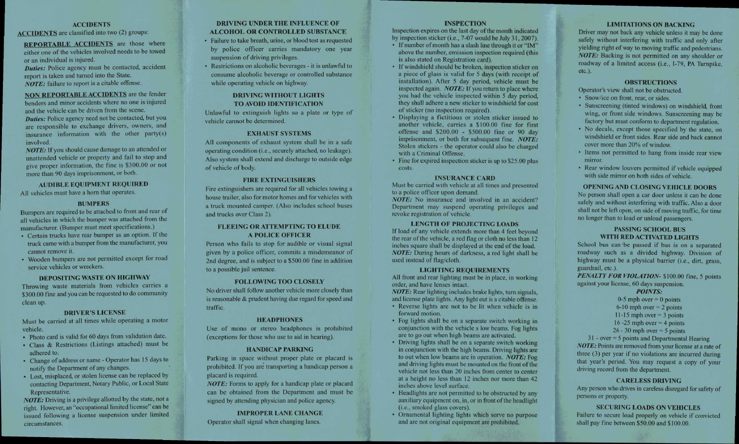## ACCIDENTS

**ACCIDENTS** are classified into two (2) groups:

**REPORTABLE ACCIDENTS** are those where either one of the vehicles involved needs to be towed or an individual is injured.

***Duties:*** Police agency must be contacted, accident report is taken and turned into the State.

***NOTE:*** failure to report is a citable offense.

**NON REPORTABLE ACCIDENTS** are the fender benders and minor accidents where no one is injured and the vehicle can be driven from the scene.

***Duties:*** Police agency need not be contacted, but you are responsible to exchange drivers, owners, and insurance information with the other party(s) involved.

***NOTE:*** If you should cause damage to an attended or unattended vehicle or property and fail to stop and give proper information, the fine is $300.00 or not more than 90 days imprisonment, or both.

## AUDIBLE EQUIPMENT REQUIRED

All vehicles must have a horn that operates.

## BUMPERS

Bumpers are required to be attached to front and rear of all vehicles in which the bumper was attached from the manufacturer. (Bumper must meet specifications.)

- Certain trucks have rear bumper as an option. If the truck came with a bumper from the manufacturer, you cannot remove it.
- Wooden bumpers are not permitted except for road service vehicles or wreckers.

## DEPOSITING WASTE ON HIGHWAY

Throwing waste materials from vehicles carries a $300.00 fine and you can be requested to do community clean up.

## DRIVER'S LICENSE

Must be carried at all times while operating a motor vehicle.

- Photo card is valid for 60 days from validation date.
- Class & Restrictions (Listings attached) must be adhered to.
- Change of address or name - Operator has 15 days to notify the Department of any changes.
- Lost, misplaced, or stolen license can be replaced by contacting Department, Notary Public, or Local State Representative.

***NOTE:*** Driving is a privilege allotted by the state, not a right. However, an "occupational limited license" can be issued following a license suspension under limited circumstances.

## DRIVING UNDER THE INFLUENCE OF ALCOHOL OR CONTROLLED SUBSTANCE

- Failure to take breath, urine, or blood test as requested by police officer carries mandatory one year suspension of driving privileges.
- Restrictions on alcoholic beverages - it is unlawful to consume alcoholic beverage or controlled substance while operating vehicle on highway.

## DRIVING WITHOUT LIGHTS TO AVOID IDENTIFICATION

Unlawful to extinguish lights so a plate or type of vehicle cannot be determined.

## EXHAUST SYSTEMS

All components of exhaust system shall be in a safe operating condition (i.e., securely attached, no leakage). Also system shall extend and discharge to outside edge of vehicle of body.

## FIRE EXTINGUISHERS

Fire extinguishers are required for all vehicles towing a house trailer, also for motor homes and for vehicles with a truck mounted camper. (Also includes school buses and trucks over Class 2).

## FLEEING OR ATTEMPTING TO ELUDE A POLICE OFFICER

Person who fails to stop for audible or visual signal given by a police officer, commits a misdemeanor of 2nd degree, and is subject to a $500.00 fine in addition to a possible jail sentence.

## FOLLOWING TOO CLOSELY

No driver shall follow another vehicle more closely than is reasonable & prudent having due regard for speed and traffic.

## HEADPHONES

Use of mono or stereo headphones is prohibited (exceptions for those who use to aid in hearing).

## HANDICAP PARKING

Parking in space without proper plate or placard is prohibited. If you are transporting a handicap person a placard is required.

***NOTE:*** Forms to apply for a handicap plate or placard can be obtained from the Department and must be signed by attending physician and police agency.

## IMPROPER LANE CHANGE

Operator shall signal when changing lanes.

## INSPECTION

Inspection expires on the last day of the month indicated by inspection sticker (i.e., 7-07 would be July 31, 2007).

- If number of month has a slash line through it or "IM" above the number, emission inspection required (this is also stated on Registration card).
- If windshield should be broken, inspection sticker on a piece of glass is valid for 5 days (with receipt of installation). After 5 day period, vehicle must be inspected again. ***NOTE:*** If you return to place where you had the vehicle inspected within 5 day period, they shall adhere a new sticker to windshield for cost of sticker (no inspection required).
- Displaying a fictitious or stolen sticker issued to another vehicle, carries a $100.00 fine for first offense and $200.00 - $500.00 fine or 90 day imprisonment, or both for subsequent fine. ***NOTE:*** Stolen stickers - the operator could also be charged with a Criminal Offense.
- Fine for expired inspection sticker is up to $25.00 plus costs.

## INSURANCE CARD

Must be carried with vehicle at all times and presented to a police officer upon demand.

***NOTE:*** No insurance and involved in an accident? Department may suspend operating privileges and revoke registration of vehicle.

## LENGTH OF PROJECTING LOADS

If load of any vehicle extends more than 4 feet beyond the rear of the vehicle, a red flag or cloth no less than 12 inches square shall be displayed at the end of the load.

***NOTE:*** During hours of darkness, a red light shall be used instead of flag/cloth.

## LIGHTING REQUIREMENTS

All front and rear lighting must be in place, in working order, and have lenses intact.

***NOTE:*** Rear lighting includes brake lights, turn signals, and license plate lights. Any light out is a citable offense.

- Reverse lights are not to be lit when vehicle is in forward motion.
- Fog lights shall be on a separate switch working in conjunction with the vehicle s low beams. Fog lights are to go out when high beams are activated.
- Driving lights shall be on a separate switch working in conjunction with the high beams. Driving lights are to out when low beams are in operation. ***NOTE:*** Fog and driving lights must be mounted on the front of the vehicle not less than 20 inches from center to center at a height no less than 12 inches nor more than 42 inches above level surface.
- Headlights are not permitted to be obstructed by any auxiliary equipment on, in, or in front of the headlight (i.e., smoked glass covers).
- Ornamental lighting lights which serve no purpose and are not original equipment are prohibited.

## LIMITATIONS ON BACKING

Driver may not back any vehicle unless it may be done safely without interfering with traffic and only after yielding right of way to moving traffic and pedestrians. ***NOTE:*** Backing is not permitted on any shoulder or roadway of a limited access (i.e., I-79, PA Turnpike, etc.).

## OBSTRUCTIONS

Operator's view shall not be obstructed.

- Snow/ice on front, rear, or sides.
- Sunscreening (tinted windows) on windshield, front wing, or front side windows. Sunscreening may be factory but must conform to department regulation.
- No decals, except those specified by the state, on windshield or front sides. Rear side and back cannot cover more than 20% of window.
- Items not permitted to hang from inside rear view mirror.
- Rear window louvers permitted if vehicle equipped with side mirror on both sides of vehicle.

## OPENING AND CLOSING VEHICLE DOORS

No person shall open a car door unless it can be done safely and without interfering with traffic. Also a door shall not be left open, on side of moving traffic, for time no longer than to load or unload passengers.

## PASSING SCHOOL BUS WITH RED ACTIVATED LIGHTS

School bus can be passed if bus is on a separated roadway such as a divided highway. Division of highway must be a physical barrier (i.e., dirt, grass, guardrail, etc.).

***PENALTY FOR VIOLATION-*** $100.00 fine, 5 points against your license, 60 days suspension.

***POINTS:***

0-5 mph over = 0 points
6-10 mph over = 2 points
11-15 mph over = 3 points
16 -25 mph over = 4 points
26 - 30 mph over = 5 points
31 - over = 5 points and Departmental Hearing

***NOTE:*** Points are removed from your license at a rate of three (3) per year if no violations are incurred during that year's period. You may request a copy of your driving record from the department.

## CARELESS DRIVING

Any person who drives in careless disregard for safety of persons or property.

## SECURING LOADS ON VEHICLES

Failure to secure load properly on vehicle if convicted shall pay fine between $50.00 and $100.00.